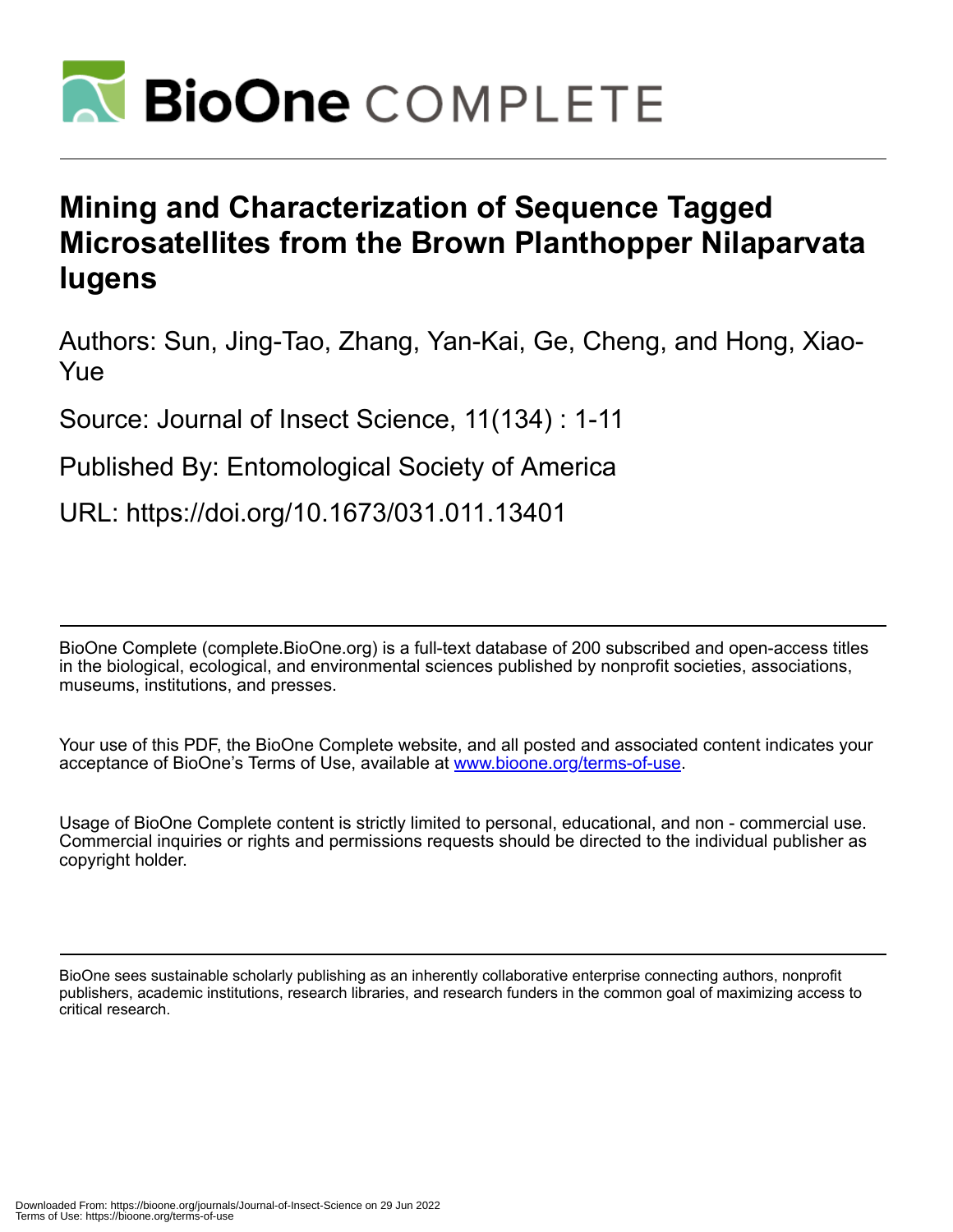# Mining and Characterization of Sequence Tagged Microsatellites from the Brown Planthopper Nilaparvata lugens

Authors: Sun, Jing-Tao, Zhang, Yan-Kai, Ge, Cheng, and Hong, Xiao-Yue

Source: Journal of Insect Science, 11(134) : 1-11

Published By: Entomological Society of America

URL: https://doi.org/10.1673/031.011.13401

BioOne Complete (complete.BioOne.org) is a full-text database of 200 subscribed and open-access titles in the biological, ecological, and environmental sciences published by nonprofit societies, associations, museums, institutions, and presses.

Your use of this PDF, the BioOne Complete website, and all posted and associated content indicates your acceptance of BioOne's Terms of Use, available at www.bioone.org/terms-of-use.

Usage of BioOne Complete content is strictly limited to personal, educational, and non - commercial use. Commercial inquiries or rights and permissions requests should be directed to the individual publisher as copyright holder.

BioOne sees sustainable scholarly publishing as an inherently collaborative enterprise connecting authors, nonprofit publishers, academic institutions, research libraries, and research funders in the common goal of maximizing access to critical research.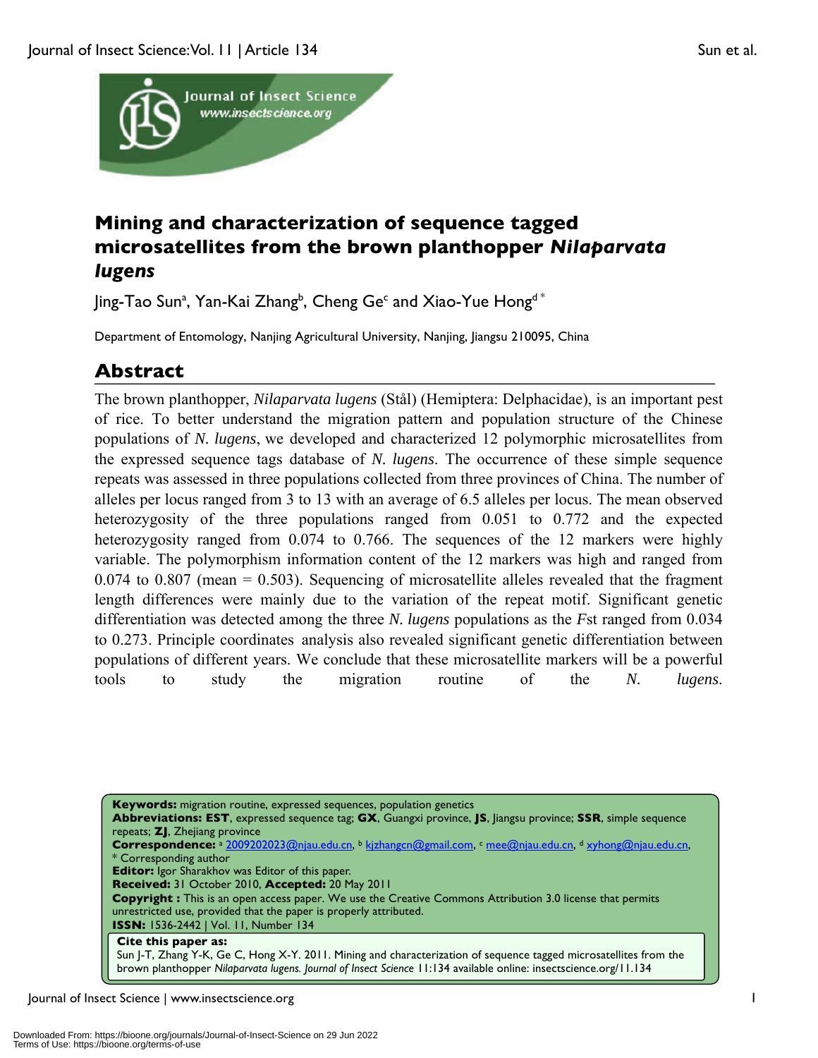# Mining and characterization of sequence tagged microsatellites from the brown planthopper *Nilaparvata lugens*

Jing-Tao Sun[a], Yan-Kai Zhang[b], Cheng Ge[c] and Xiao-Yue Hong[d *]

Department of Entomology, Nanjing Agricultural University, Nanjing, Jiangsu 210095, China

## Abstract

The brown planthopper, *Nilaparvata lugens* (Stål) (Hemiptera: Delphacidae), is an important pest of rice. To better understand the migration pattern and population structure of the Chinese populations of *N. lugens*, we developed and characterized 12 polymorphic microsatellites from the expressed sequence tags database of *N. lugens*. The occurrence of these simple sequence repeats was assessed in three populations collected from three provinces of China. The number of alleles per locus ranged from 3 to 13 with an average of 6.5 alleles per locus. The mean observed heterozygosity of the three populations ranged from 0.051 to 0.772 and the expected heterozygosity ranged from 0.074 to 0.766. The sequences of the 12 markers were highly variable. The polymorphism information content of the 12 markers was high and ranged from 0.074 to 0.807 (mean = 0.503). Sequencing of microsatellite alleles revealed that the fragment length differences were mainly due to the variation of the repeat motif. Significant genetic differentiation was detected among the three *N. lugens* populations as the *F*st ranged from 0.034 to 0.273. Principle coordinates analysis also revealed significant genetic differentiation between populations of different years. We conclude that these microsatellite markers will be a powerful tools to study the migration routine of the *N. lugens*.

**Keywords:** migration routine, expressed sequences, population genetics
**Abbreviations: EST**, expressed sequence tag; **GX**, Guangxi province, **JS**, Jiangsu province; **SSR**, simple sequence repeats; **ZJ**, Zhejiang province
**Correspondence:** [a] 2009202023@njau.edu.cn, [b] kjzhangcn@gmail.com, [c] mee@njau.edu.cn, [d] xyhong@njau.edu.cn, * Corresponding author
**Editor:** Igor Sharakhov was Editor of this paper.
**Received:** 31 October 2010, **Accepted:** 20 May 2011
**Copyright :** This is an open access paper. We use the Creative Commons Attribution 3.0 license that permits unrestricted use, provided that the paper is properly attributed.
**ISSN:** 1536-2442 | Vol. 11, Number 134

**Cite this paper as:**
Sun J-T, Zhang Y-K, Ge C, Hong X-Y. 2011. Mining and characterization of sequence tagged microsatellites from the brown planthopper *Nilaparvata lugens. Journal of Insect Science* 11:134 available online: insectscience.org/11.134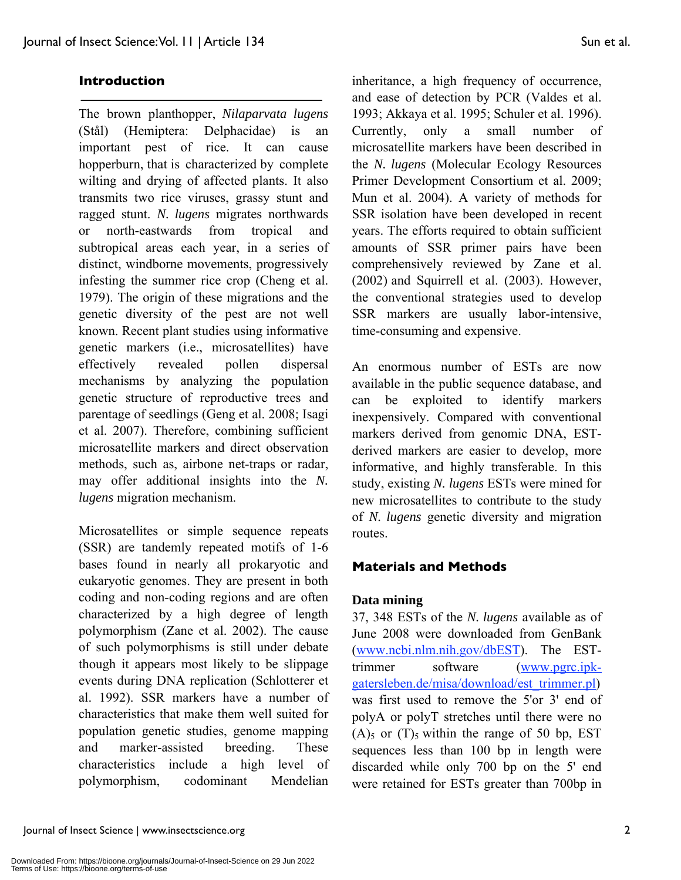## Introduction

The brown planthopper, *Nilaparvata lugens* (Stål) (Hemiptera: Delphacidae) is an important pest of rice. It can cause hopperburn, that is characterized by complete wilting and drying of affected plants. It also transmits two rice viruses, grassy stunt and ragged stunt. *N. lugens* migrates northwards or north-eastwards from tropical and subtropical areas each year, in a series of distinct, windborne movements, progressively infesting the summer rice crop (Cheng et al. 1979). The origin of these migrations and the genetic diversity of the pest are not well known. Recent plant studies using informative genetic markers (i.e., microsatellites) have effectively revealed pollen dispersal mechanisms by analyzing the population genetic structure of reproductive trees and parentage of seedlings (Geng et al. 2008; Isagi et al. 2007). Therefore, combining sufficient microsatellite markers and direct observation methods, such as, airbone net-traps or radar, may offer additional insights into the *N. lugens* migration mechanism.

Microsatellites or simple sequence repeats (SSR) are tandemly repeated motifs of 1-6 bases found in nearly all prokaryotic and eukaryotic genomes. They are present in both coding and non-coding regions and are often characterized by a high degree of length polymorphism (Zane et al. 2002). The cause of such polymorphisms is still under debate though it appears most likely to be slippage events during DNA replication (Schlotterer et al. 1992). SSR markers have a number of characteristics that make them well suited for population genetic studies, genome mapping and marker-assisted breeding. These characteristics include a high level of polymorphism, codominant Mendelian inheritance, a high frequency of occurrence, and ease of detection by PCR (Valdes et al. 1993; Akkaya et al. 1995; Schuler et al. 1996). Currently, only a small number of microsatellite markers have been described in the *N. lugens* (Molecular Ecology Resources Primer Development Consortium et al. 2009; Mun et al. 2004). A variety of methods for SSR isolation have been developed in recent years. The efforts required to obtain sufficient amounts of SSR primer pairs have been comprehensively reviewed by Zane et al. (2002) and Squirrell et al. (2003). However, the conventional strategies used to develop SSR markers are usually labor-intensive, time-consuming and expensive.

An enormous number of ESTs are now available in the public sequence database, and can be exploited to identify markers inexpensively. Compared with conventional markers derived from genomic DNA, EST-derived markers are easier to develop, more informative, and highly transferable. In this study, existing *N. lugens* ESTs were mined for new microsatellites to contribute to the study of *N. lugens* genetic diversity and migration routes.

## Materials and Methods

### Data mining

37, 348 ESTs of the *N. lugens* available as of June 2008 were downloaded from GenBank (www.ncbi.nlm.nih.gov/dbEST). The EST-trimmer software (www.pgrc.ipk-gatersleben.de/misa/download/est_trimmer.pl) was first used to remove the 5'or 3' end of polyA or polyT stretches until there were no $(A)_5$ or $(T)_5$ within the range of 50 bp, EST sequences less than 100 bp in length were discarded while only 700 bp on the 5' end were retained for ESTs greater than 700bp in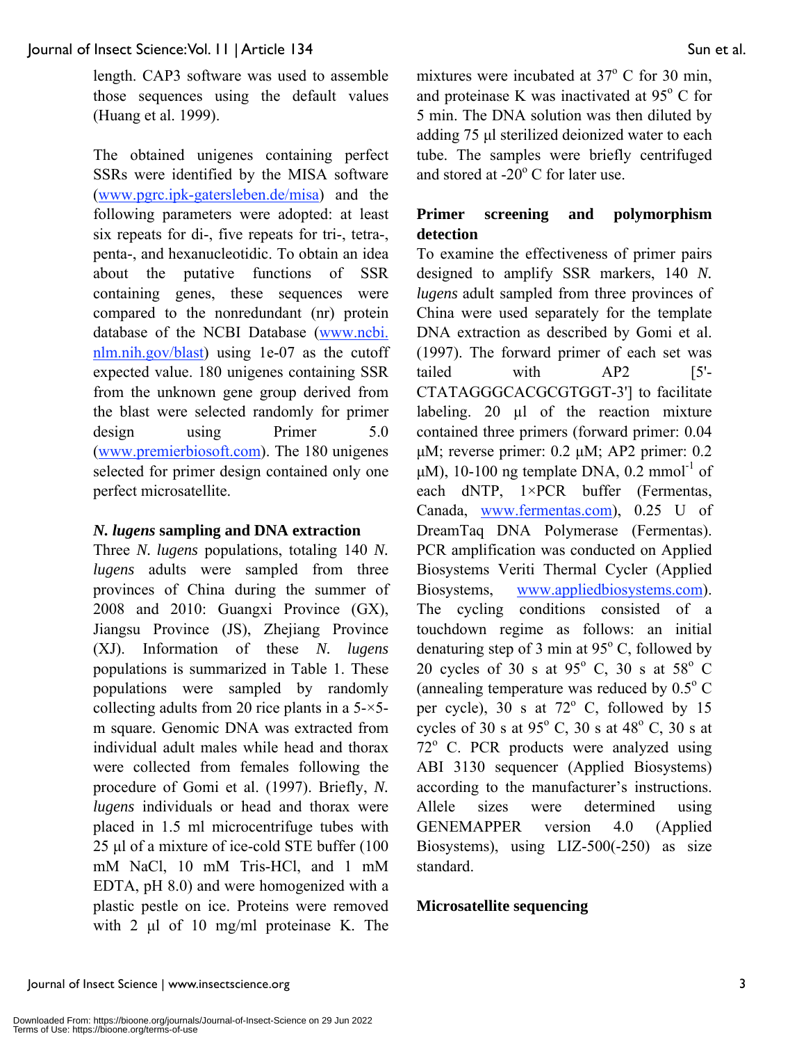length. CAP3 software was used to assemble those sequences using the default values (Huang et al. 1999).

The obtained unigenes containing perfect SSRs were identified by the MISA software (www.pgrc.ipk-gatersleben.de/misa) and the following parameters were adopted: at least six repeats for di-, five repeats for tri-, tetra-, penta-, and hexanucleotidic. To obtain an idea about the putative functions of SSR containing genes, these sequences were compared to the nonredundant (nr) protein database of the NCBI Database (www.ncbi.nlm.nih.gov/blast) using 1e-07 as the cutoff expected value. 180 unigenes containing SSR from the unknown gene group derived from the blast were selected randomly for primer design using Primer 5.0 (www.premierbiosoft.com). The 180 unigenes selected for primer design contained only one perfect microsatellite.

### *N. lugens* sampling and DNA extraction

Three *N. lugens* populations, totaling 140 *N. lugens* adults were sampled from three provinces of China during the summer of 2008 and 2010: Guangxi Province (GX), Jiangsu Province (JS), Zhejiang Province (XJ). Information of these *N. lugens* populations is summarized in Table 1. These populations were sampled by randomly collecting adults from 20 rice plants in a 5-×5-m square. Genomic DNA was extracted from individual adult males while head and thorax were collected from females following the procedure of Gomi et al. (1997). Briefly, *N. lugens* individuals or head and thorax were placed in 1.5 ml microcentrifuge tubes with 25 µl of a mixture of ice-cold STE buffer (100 mM NaCl, 10 mM Tris-HCl, and 1 mM EDTA, pH 8.0) and were homogenized with a plastic pestle on ice. Proteins were removed with 2 µl of 10 mg/ml proteinase K. The mixtures were incubated at 37° C for 30 min, and proteinase K was inactivated at 95° C for 5 min. The DNA solution was then diluted by adding 75 µl sterilized deionized water to each tube. The samples were briefly centrifuged and stored at -20° C for later use.

### Primer screening and polymorphism detection

To examine the effectiveness of primer pairs designed to amplify SSR markers, 140 *N. lugens* adult sampled from three provinces of China were used separately for the template DNA extraction as described by Gomi et al. (1997). The forward primer of each set was tailed with AP2 [5'-CTATAGGGCACGCGTGGT-3'] to facilitate labeling. 20 µl of the reaction mixture contained three primers (forward primer: 0.04 µM; reverse primer: 0.2 µM; AP2 primer: 0.2 µM), 10-100 ng template DNA, 0.2 $mmol^{-1}$ of each dNTP, 1×PCR buffer (Fermentas, Canada, www.fermentas.com), 0.25 U of DreamTaq DNA Polymerase (Fermentas). PCR amplification was conducted on Applied Biosystems Veriti Thermal Cycler (Applied Biosystems, www.appliedbiosystems.com). The cycling conditions consisted of a touchdown regime as follows: an initial denaturing step of 3 min at 95° C, followed by 20 cycles of 30 s at 95° C, 30 s at 58° C (annealing temperature was reduced by 0.5° C per cycle), 30 s at 72° C, followed by 15 cycles of 30 s at 95° C, 30 s at 48° C, 30 s at 72° C. PCR products were analyzed using ABI 3130 sequencer (Applied Biosystems) according to the manufacturer's instructions. Allele sizes were determined using GENEMAPPER version 4.0 (Applied Biosystems), using LIZ-500(-250) as size standard.

### Microsatellite sequencing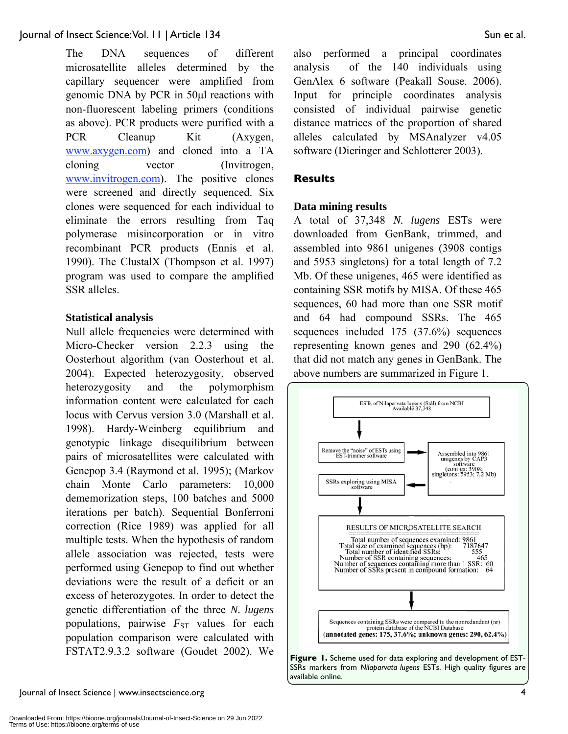The DNA sequences of different microsatellite alleles determined by the capillary sequencer were amplified from genomic DNA by PCR in 50µl reactions with non-fluorescent labeling primers (conditions as above). PCR products were purified with a PCR Cleanup Kit (Axygen, www.axygen.com) and cloned into a TA cloning vector (Invitrogen, www.invitrogen.com). The positive clones were screened and directly sequenced. Six clones were sequenced for each individual to eliminate the errors resulting from Taq polymerase misincorporation or in vitro recombinant PCR products (Ennis et al. 1990). The ClustalX (Thompson et al. 1997) program was used to compare the amplified SSR alleles.

### Statistical analysis

Null allele frequencies were determined with Micro-Checker version 2.2.3 using the Oosterhout algorithm (van Oosterhout et al. 2004). Expected heterozygosity, observed heterozygosity and the polymorphism information content were calculated for each locus with Cervus version 3.0 (Marshall et al. 1998). Hardy-Weinberg equilibrium and genotypic linkage disequilibrium between pairs of microsatellites were calculated with Genepop 3.4 (Raymond et al. 1995); (Markov chain Monte Carlo parameters: 10,000 dememorization steps, 100 batches and 5000 iterations per batch). Sequential Bonferroni correction (Rice 1989) was applied for all multiple tests. When the hypothesis of random allele association was rejected, tests were performed using Genepop to find out whether deviations were the result of a deficit or an excess of heterozygotes. In order to detect the genetic differentiation of the three *N. lugens* populations, pairwise $F_{ST}$ values for each population comparison were calculated with FSTAT2.9.3.2 software (Goudet 2002). We also performed a principal coordinates analysis of the 140 individuals using GenAlex 6 software (Peakall Souse. 2006). Input for principle coordinates analysis consisted of individual pairwise genetic distance matrices of the proportion of shared alleles calculated by MSAnalyzer v4.05 software (Dieringer and Schlotterer 2003).

## Results

### Data mining results

A total of 37,348 *N. lugens* ESTs were downloaded from GenBank, trimmed, and assembled into 9861 unigenes (3908 contigs and 5953 singletons) for a total length of 7.2 Mb. Of these unigenes, 465 were identified as containing SSR motifs by MISA. Of these 465 sequences, 60 had more than one SSR motif and 64 had compound SSRs. The 465 sequences included 175 (37.6%) sequences representing known genes and 290 (62.4%) that did not match any genes in GenBank. The above numbers are summarized in Figure 1.

**Figure 1.** Scheme used for data exploring and development of EST-SSRs markers from *Nilaparvata lugens* ESTs. High quality figures are available online.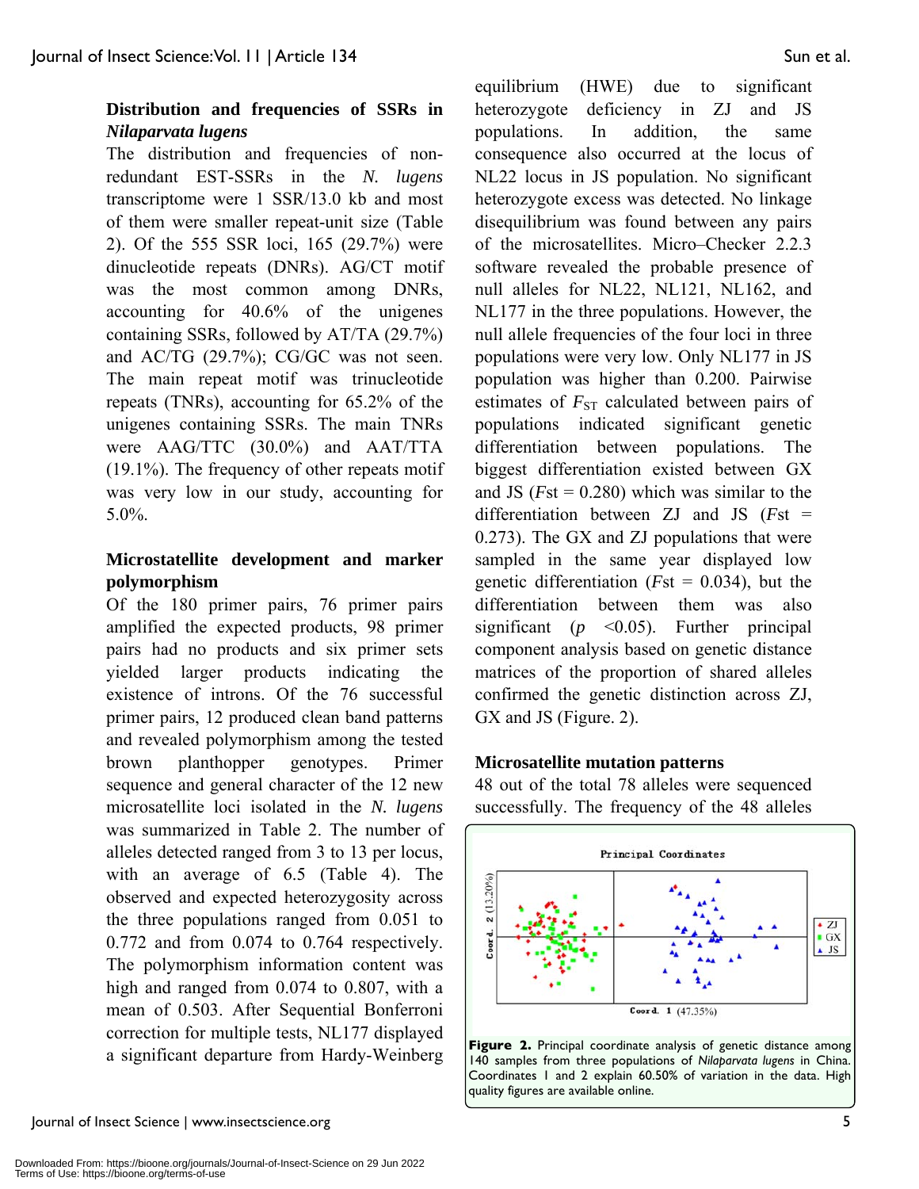### Distribution and frequencies of SSRs in *Nilaparvata lugens*

The distribution and frequencies of non-redundant EST-SSRs in the *N. lugens* transcriptome were 1 SSR/13.0 kb and most of them were smaller repeat-unit size (Table 2). Of the 555 SSR loci, 165 (29.7%) were dinucleotide repeats (DNRs). AG/CT motif was the most common among DNRs, accounting for 40.6% of the unigenes containing SSRs, followed by AT/TA (29.7%) and AC/TG (29.7%); CG/GC was not seen. The main repeat motif was trinucleotide repeats (TNRs), accounting for 65.2% of the unigenes containing SSRs. The main TNRs were AAG/TTC (30.0%) and AAT/TTA (19.1%). The frequency of other repeats motif was very low in our study, accounting for 5.0%.

### Microstatellite development and marker polymorphism

Of the 180 primer pairs, 76 primer pairs amplified the expected products, 98 primer pairs had no products and six primer sets yielded larger products indicating the existence of introns. Of the 76 successful primer pairs, 12 produced clean band patterns and revealed polymorphism among the tested brown planthopper genotypes. Primer sequence and general character of the 12 new microsatellite loci isolated in the *N. lugens* was summarized in Table 2. The number of alleles detected ranged from 3 to 13 per locus, with an average of 6.5 (Table 4). The observed and expected heterozygosity across the three populations ranged from 0.051 to 0.772 and from 0.074 to 0.764 respectively. The polymorphism information content was high and ranged from 0.074 to 0.807, with a mean of 0.503. After Sequential Bonferroni correction for multiple tests, NL177 displayed a significant departure from Hardy-Weinberg equilibrium (HWE) due to significant heterozygote deficiency in ZJ and JS populations. In addition, the same consequence also occurred at the locus of NL22 locus in JS population. No significant heterozygote excess was detected. No linkage disequilibrium was found between any pairs of the microsatellites. Micro–Checker 2.2.3 software revealed the probable presence of null alleles for NL22, NL121, NL162, and NL177 in the three populations. However, the null allele frequencies of the four loci in three populations were very low. Only NL177 in JS population was higher than 0.200. Pairwise estimates of $F_{ST}$ calculated between pairs of populations indicated significant genetic differentiation between populations. The biggest differentiation existed between GX and JS ($F$st = 0.280) which was similar to the differentiation between ZJ and JS ($F$st = 0.273). The GX and ZJ populations that were sampled in the same year displayed low genetic differentiation ($F$st = 0.034), but the differentiation between them was also significant ($p$ <0.05). Further principal component analysis based on genetic distance matrices of the proportion of shared alleles confirmed the genetic distinction across ZJ, GX and JS (Figure. 2).

### Microsatellite mutation patterns

48 out of the total 78 alleles were sequenced successfully. The frequency of the 48 alleles

**Figure 2.** Principal coordinate analysis of genetic distance among 140 samples from three populations of *Nilaparvata lugens* in China. Coordinates 1 and 2 explain 60.50% of variation in the data. High quality figures are available online.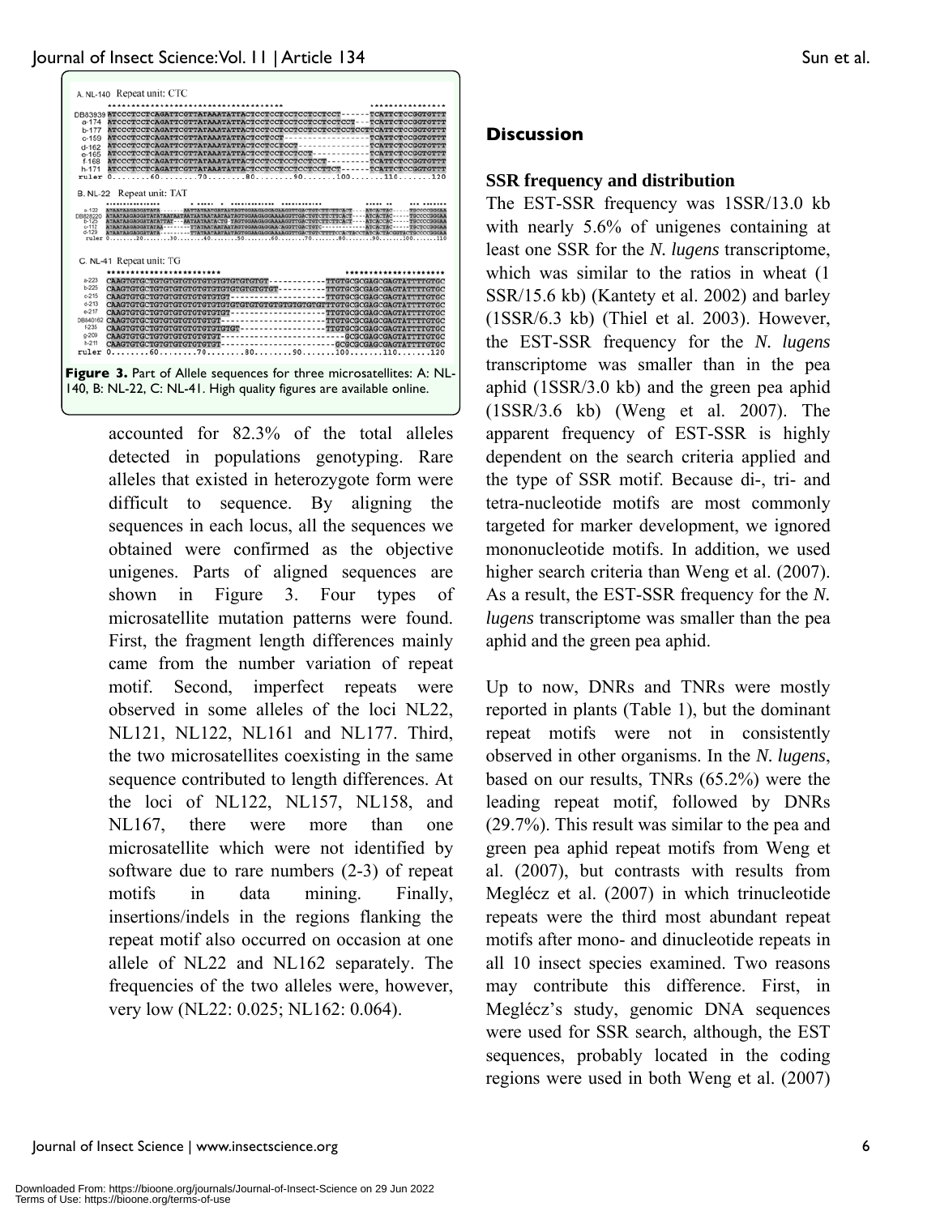Figure 3. Part of Allele sequences for three microsatellites: A: NL-140, B: NL-22, C: NL-41. High quality figures are available online.

accounted for 82.3% of the total alleles detected in populations genotyping. Rare alleles that existed in heterozygote form were difficult to sequence. By aligning the sequences in each locus, all the sequences we obtained were confirmed as the objective unigenes. Parts of aligned sequences are shown in Figure 3. Four types of microsatellite mutation patterns were found. First, the fragment length differences mainly came from the number variation of repeat motif. Second, imperfect repeats were observed in some alleles of the loci NL22, NL121, NL122, NL161 and NL177. Third, the two microsatellites coexisting in the same sequence contributed to length differences. At the loci of NL122, NL157, NL158, and NL167, there were more than one microsatellite which were not identified by software due to rare numbers (2-3) of repeat motifs in data mining. Finally, insertions/indels in the regions flanking the repeat motif also occurred on occasion at one allele of NL22 and NL162 separately. The frequencies of the two alleles were, however, very low (NL22: 0.025; NL162: 0.064).

## Discussion

### SSR frequency and distribution

The EST-SSR frequency was 1SSR/13.0 kb with nearly 5.6% of unigenes containing at least one SSR for the *N. lugens* transcriptome, which was similar to the ratios in wheat (1 SSR/15.6 kb) (Kantety et al. 2002) and barley (1SSR/6.3 kb) (Thiel et al. 2003). However, the EST-SSR frequency for the *N. lugens* transcriptome was smaller than in the pea aphid (1SSR/3.0 kb) and the green pea aphid (1SSR/3.6 kb) (Weng et al. 2007). The apparent frequency of EST-SSR is highly dependent on the search criteria applied and the type of SSR motif. Because di-, tri- and tetra-nucleotide motifs are most commonly targeted for marker development, we ignored mononucleotide motifs. In addition, we used higher search criteria than Weng et al. (2007). As a result, the EST-SSR frequency for the *N. lugens* transcriptome was smaller than the pea aphid and the green pea aphid.

Up to now, DNRs and TNRs were mostly reported in plants (Table 1), but the dominant repeat motifs were not in consistently observed in other organisms. In the *N. lugens*, based on our results, TNRs (65.2%) were the leading repeat motif, followed by DNRs (29.7%). This result was similar to the pea and green pea aphid repeat motifs from Weng et al. (2007), but contrasts with results from Meglécz et al. (2007) in which trinucleotide repeats were the third most abundant repeat motifs after mono- and dinucleotide repeats in all 10 insect species examined. Two reasons may contribute this difference. First, in Meglécz's study, genomic DNA sequences were used for SSR search, although, the EST sequences, probably located in the coding regions were used in both Weng et al. (2007)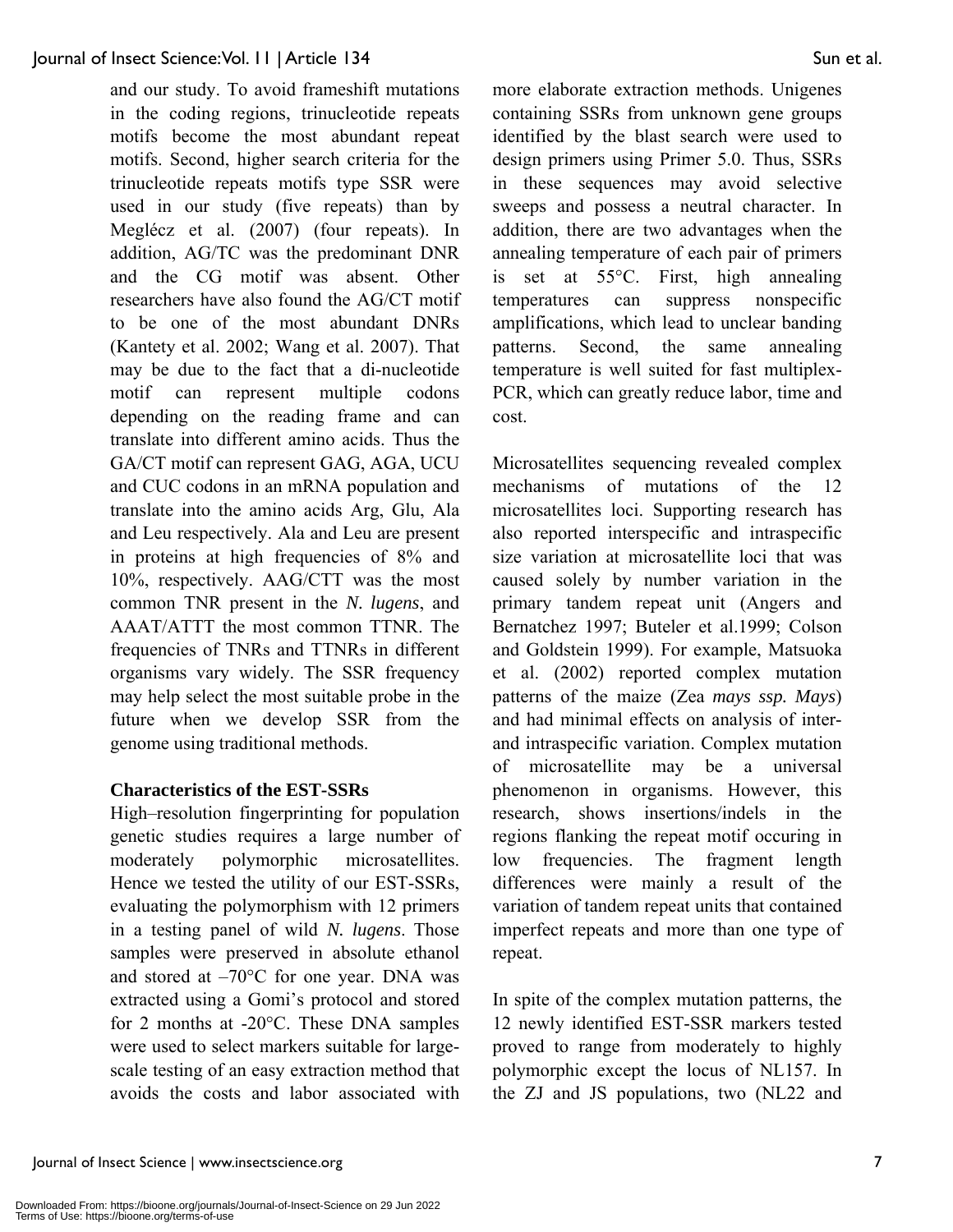and our study. To avoid frameshift mutations in the coding regions, trinucleotide repeats motifs become the most abundant repeat motifs. Second, higher search criteria for the trinucleotide repeats motifs type SSR were used in our study (five repeats) than by Meglécz et al. (2007) (four repeats). In addition, AG/TC was the predominant DNR and the CG motif was absent. Other researchers have also found the AG/CT motif to be one of the most abundant DNRs (Kantety et al. 2002; Wang et al. 2007). That may be due to the fact that a di-nucleotide motif can represent multiple codons depending on the reading frame and can translate into different amino acids. Thus the GA/CT motif can represent GAG, AGA, UCU and CUC codons in an mRNA population and translate into the amino acids Arg, Glu, Ala and Leu respectively. Ala and Leu are present in proteins at high frequencies of 8% and 10%, respectively. AAG/CTT was the most common TNR present in the *N. lugens*, and AAAT/ATTT the most common TTNR. The frequencies of TNRs and TTNRs in different organisms vary widely. The SSR frequency may help select the most suitable probe in the future when we develop SSR from the genome using traditional methods.

**Characteristics of the EST-SSRs**

High–resolution fingerprinting for population genetic studies requires a large number of moderately polymorphic microsatellites. Hence we tested the utility of our EST-SSRs, evaluating the polymorphism with 12 primers in a testing panel of wild *N. lugens*. Those samples were preserved in absolute ethanol and stored at –70°C for one year. DNA was extracted using a Gomi's protocol and stored for 2 months at -20°C. These DNA samples were used to select markers suitable for large-scale testing of an easy extraction method that avoids the costs and labor associated with more elaborate extraction methods. Unigenes containing SSRs from unknown gene groups identified by the blast search were used to design primers using Primer 5.0. Thus, SSRs in these sequences may avoid selective sweeps and possess a neutral character. In addition, there are two advantages when the annealing temperature of each pair of primers is set at 55°C. First, high annealing temperatures can suppress nonspecific amplifications, which lead to unclear banding patterns. Second, the same annealing temperature is well suited for fast multiplex-PCR, which can greatly reduce labor, time and cost.

Microsatellites sequencing revealed complex mechanisms of mutations of the 12 microsatellites loci. Supporting research has also reported interspecific and intraspecific size variation at microsatellite loci that was caused solely by number variation in the primary tandem repeat unit (Angers and Bernatchez 1997; Buteler et al.1999; Colson and Goldstein 1999). For example, Matsuoka et al. (2002) reported complex mutation patterns of the maize (Zea *mays ssp. Mays*) and had minimal effects on analysis of inter- and intraspecific variation. Complex mutation of microsatellite may be a universal phenomenon in organisms. However, this research, shows insertions/indels in the regions flanking the repeat motif occuring in low frequencies. The fragment length differences were mainly a result of the variation of tandem repeat units that contained imperfect repeats and more than one type of repeat.

In spite of the complex mutation patterns, the 12 newly identified EST-SSR markers tested proved to range from moderately to highly polymorphic except the locus of NL157. In the ZJ and JS populations, two (NL22 and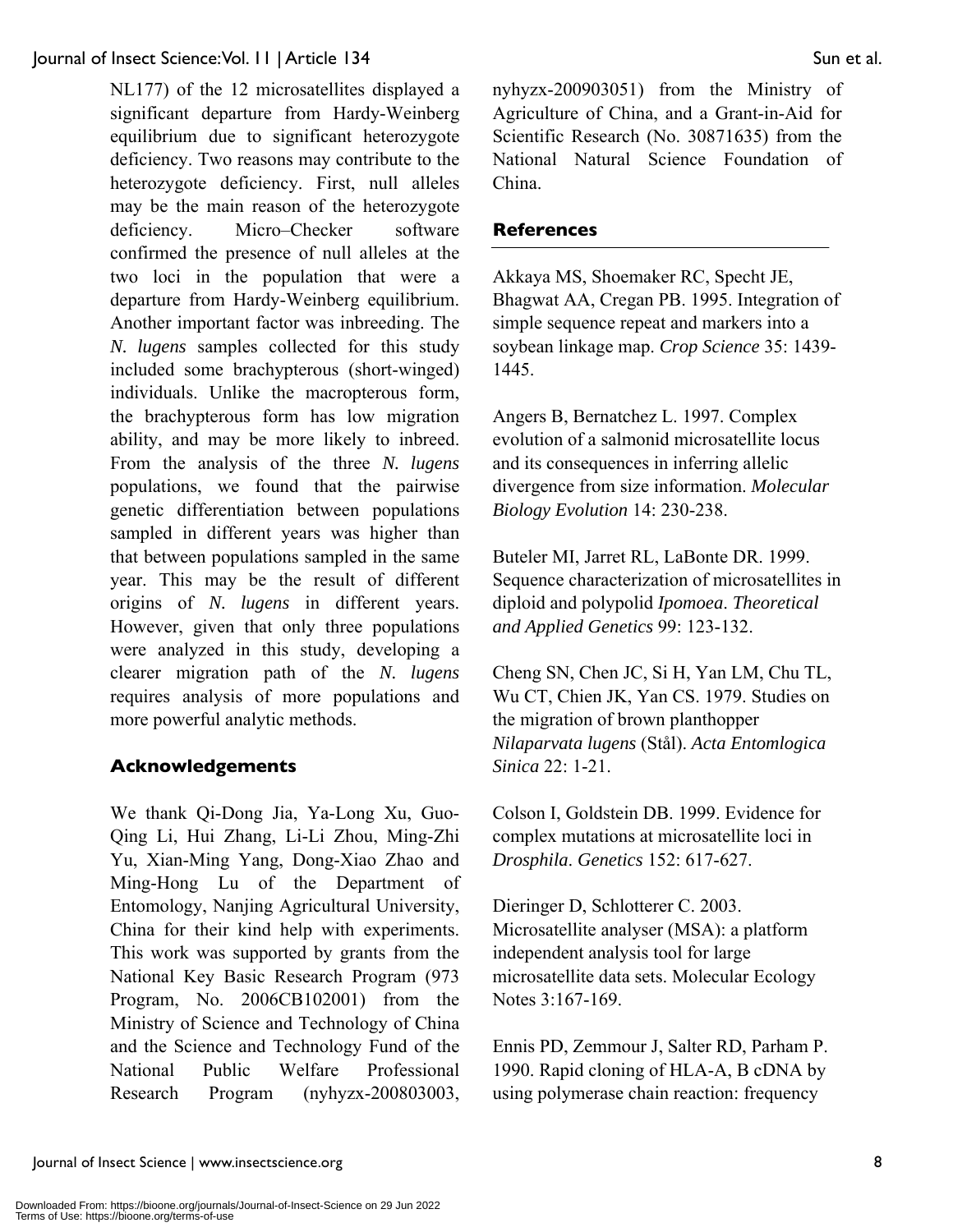NL177) of the 12 microsatellites displayed a significant departure from Hardy-Weinberg equilibrium due to significant heterozygote deficiency. Two reasons may contribute to the heterozygote deficiency. First, null alleles may be the main reason of the heterozygote deficiency. Micro–Checker software confirmed the presence of null alleles at the two loci in the population that were a departure from Hardy-Weinberg equilibrium. Another important factor was inbreeding. The *N. lugens* samples collected for this study included some brachypterous (short-winged) individuals. Unlike the macropterous form, the brachypterous form has low migration ability, and may be more likely to inbreed. From the analysis of the three *N. lugens* populations, we found that the pairwise genetic differentiation between populations sampled in different years was higher than that between populations sampled in the same year. This may be the result of different origins of *N. lugens* in different years. However, given that only three populations were analyzed in this study, developing a clearer migration path of the *N. lugens* requires analysis of more populations and more powerful analytic methods.

## Acknowledgements

We thank Qi-Dong Jia, Ya-Long Xu, Guo-Qing Li, Hui Zhang, Li-Li Zhou, Ming-Zhi Yu, Xian-Ming Yang, Dong-Xiao Zhao and Ming-Hong Lu of the Department of Entomology, Nanjing Agricultural University, China for their kind help with experiments. This work was supported by grants from the National Key Basic Research Program (973 Program, No. 2006CB102001) from the Ministry of Science and Technology of China and the Science and Technology Fund of the National Public Welfare Professional Research Program (nyhyzx-200803003, nyhyzx-200903051) from the Ministry of Agriculture of China, and a Grant-in-Aid for Scientific Research (No. 30871635) from the National Natural Science Foundation of China.

## References

Akkaya MS, Shoemaker RC, Specht JE, Bhagwat AA, Cregan PB. 1995. Integration of simple sequence repeat and markers into a soybean linkage map. *Crop Science* 35: 1439-1445.

Angers B, Bernatchez L. 1997. Complex evolution of a salmonid microsatellite locus and its consequences in inferring allelic divergence from size information. *Molecular Biology Evolution* 14: 230-238.

Buteler MI, Jarret RL, LaBonte DR. 1999. Sequence characterization of microsatellites in diploid and polypolid *Ipomoea*. *Theoretical and Applied Genetics* 99: 123-132.

Cheng SN, Chen JC, Si H, Yan LM, Chu TL, Wu CT, Chien JK, Yan CS. 1979. Studies on the migration of brown planthopper *Nilaparvata lugens* (Stål). *Acta Entomlogica Sinica* 22: 1-21.

Colson I, Goldstein DB. 1999. Evidence for complex mutations at microsatellite loci in *Drosphila*. *Genetics* 152: 617-627.

Dieringer D, Schlotterer C. 2003. Microsatellite analyser (MSA): a platform independent analysis tool for large microsatellite data sets. Molecular Ecology Notes 3:167-169.

Ennis PD, Zemmour J, Salter RD, Parham P. 1990. Rapid cloning of HLA-A, B cDNA by using polymerase chain reaction: frequency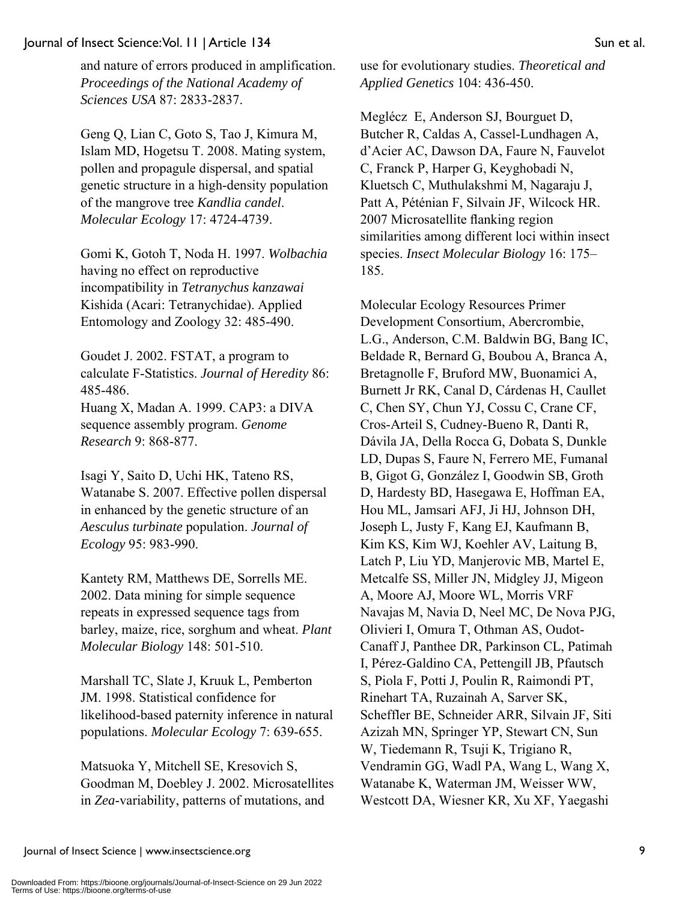and nature of errors produced in amplification. *Proceedings of the National Academy of Sciences USA* 87: 2833-2837.

Geng Q, Lian C, Goto S, Tao J, Kimura M, Islam MD, Hogetsu T. 2008. Mating system, pollen and propagule dispersal, and spatial genetic structure in a high-density population of the mangrove tree *Kandlia candel*. *Molecular Ecology* 17: 4724-4739.

Gomi K, Gotoh T, Noda H. 1997. *Wolbachia* having no effect on reproductive incompatibility in *Tetranychus kanzawai* Kishida (Acari: Tetranychidae). Applied Entomology and Zoology 32: 485-490.

Goudet J. 2002. FSTAT, a program to calculate F-Statistics. *Journal of Heredity* 86: 485-486.

Huang X, Madan A. 1999. CAP3: a DIVA sequence assembly program. *Genome Research* 9: 868-877.

Isagi Y, Saito D, Uchi HK, Tateno RS, Watanabe S. 2007. Effective pollen dispersal in enhanced by the genetic structure of an *Aesculus turbinate* population. *Journal of Ecology* 95: 983-990.

Kantety RM, Matthews DE, Sorrells ME. 2002. Data mining for simple sequence repeats in expressed sequence tags from barley, maize, rice, sorghum and wheat. *Plant Molecular Biology* 148: 501-510.

Marshall TC, Slate J, Kruuk L, Pemberton JM. 1998. Statistical confidence for likelihood-based paternity inference in natural populations. *Molecular Ecology* 7: 639-655.

Matsuoka Y, Mitchell SE, Kresovich S, Goodman M, Doebley J. 2002. Microsatellites in *Zea*-variability, patterns of mutations, and use for evolutionary studies. *Theoretical and Applied Genetics* 104: 436-450.

Meglécz E, Anderson SJ, Bourguet D, Butcher R, Caldas A, Cassel-Lundhagen A, d'Acier AC, Dawson DA, Faure N, Fauvelot C, Franck P, Harper G, Keyghobadi N, Kluetsch C, Muthulakshmi M, Nagaraju J, Patt A, Péténian F, Silvain JF, Wilcock HR. 2007 Microsatellite flanking region similarities among different loci within insect species. *Insect Molecular Biology* 16: 175–185.

Molecular Ecology Resources Primer Development Consortium, Abercrombie, L.G., Anderson, C.M. Baldwin BG, Bang IC, Beldade R, Bernard G, Boubou A, Branca A, Bretagnolle F, Bruford MW, Buonamici A, Burnett Jr RK, Canal D, Cárdenas H, Caullet C, Chen SY, Chun YJ, Cossu C, Crane CF, Cros-Arteil S, Cudney-Bueno R, Danti R, Dávila JA, Della Rocca G, Dobata S, Dunkle LD, Dupas S, Faure N, Ferrero ME, Fumanal B, Gigot G, González I, Goodwin SB, Groth D, Hardesty BD, Hasegawa E, Hoffman EA, Hou ML, Jamsari AFJ, Ji HJ, Johnson DH, Joseph L, Justy F, Kang EJ, Kaufmann B, Kim KS, Kim WJ, Koehler AV, Laitung B, Latch P, Liu YD, Manjerovic MB, Martel E, Metcalfe SS, Miller JN, Midgley JJ, Migeon A, Moore AJ, Moore WL, Morris VRF Navajas M, Navia D, Neel MC, De Nova PJG, Olivieri I, Omura T, Othman AS, Oudot-Canaff J, Panthee DR, Parkinson CL, Patimah I, Pérez-Galdino CA, Pettengill JB, Pfautsch S, Piola F, Potti J, Poulin R, Raimondi PT, Rinehart TA, Ruzainah A, Sarver SK, Scheffler BE, Schneider ARR, Silvain JF, Siti Azizah MN, Springer YP, Stewart CN, Sun W, Tiedemann R, Tsuji K, Trigiano R, Vendramin GG, Wadl PA, Wang L, Wang X, Watanabe K, Waterman JM, Weisser WW, Westcott DA, Wiesner KR, Xu XF, Yaegashi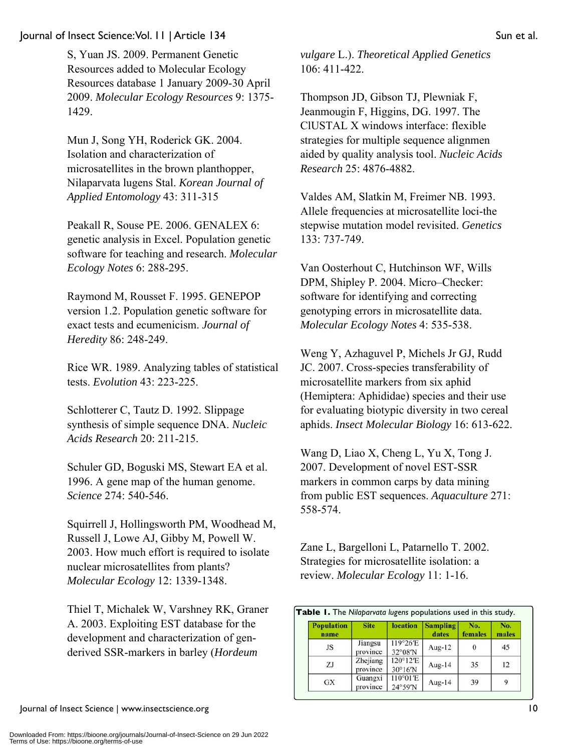S, Yuan JS. 2009. Permanent Genetic Resources added to Molecular Ecology Resources database 1 January 2009-30 April 2009. *Molecular Ecology Resources* 9: 1375-1429.

Mun J, Song YH, Roderick GK. 2004. Isolation and characterization of microsatellites in the brown planthopper, Nilaparvata lugens Stal. *Korean Journal of Applied Entomology* 43: 311-315

Peakall R, Souse PE. 2006. GENALEX 6: genetic analysis in Excel. Population genetic software for teaching and research. *Molecular Ecology Notes* 6: 288-295.

Raymond M, Rousset F. 1995. GENEPOP version 1.2. Population genetic software for exact tests and ecumenicism. *Journal of Heredity* 86: 248-249.

Rice WR. 1989. Analyzing tables of statistical tests. *Evolution* 43: 223-225.

Schlotterer C, Tautz D. 1992. Slippage synthesis of simple sequence DNA. *Nucleic Acids Research* 20: 211-215.

Schuler GD, Boguski MS, Stewart EA et al. 1996. A gene map of the human genome. *Science* 274: 540-546.

Squirrell J, Hollingsworth PM, Woodhead M, Russell J, Lowe AJ, Gibby M, Powell W. 2003. How much effort is required to isolate nuclear microsatellites from plants? *Molecular Ecology* 12: 1339-1348.

Thiel T, Michalek W, Varshney RK, Graner A. 2003. Exploiting EST database for the development and characterization of gen-derived SSR-markers in barley (*Hordeum vulgare* L.). *Theoretical Applied Genetics* 106: 411-422.

Thompson JD, Gibson TJ, Plewniak F, Jeanmougin F, Higgins, DG. 1997. The ClUSTAL X windows interface: flexible strategies for multiple sequence alignmen aided by quality analysis tool. *Nucleic Acids Research* 25: 4876-4882.

Valdes AM, Slatkin M, Freimer NB. 1993. Allele frequencies at microsatellite loci-the stepwise mutation model revisited. *Genetics* 133: 737-749.

Van Oosterhout C, Hutchinson WF, Wills DPM, Shipley P. 2004. Micro–Checker: software for identifying and correcting genotyping errors in microsatellite data. *Molecular Ecology Notes* 4: 535-538.

Weng Y, Azhaguvel P, Michels Jr GJ, Rudd JC. 2007. Cross-species transferability of microsatellite markers from six aphid (Hemiptera: Aphididae) species and their use for evaluating biotypic diversity in two cereal aphids. *Insect Molecular Biology* 16: 613-622.

Wang D, Liao X, Cheng L, Yu X, Tong J. 2007. Development of novel EST-SSR markers in common carps by data mining from public EST sequences. *Aquaculture* 271: 558-574.

Zane L, Bargelloni L, Patarnello T. 2002. Strategies for microsatellite isolation: a review. *Molecular Ecology* 11: 1-16.

**Table 1.** The *Nilaparvata lugens* populations used in this study.

| Population name | Site | location | Sampling dates | No. females | No. males |
|---|---|---|---|---|---|
| JS | Jiangsu province | 119°26′E 32°08′N | Aug-12 | 0 | 45 |
| ZJ | Zhejiang province | 120°12′E 30°16′N | Aug-14 | 35 | 12 |
| GX | Guangxi province | 110°01′E 24°59′N | Aug-14 | 39 | 9 |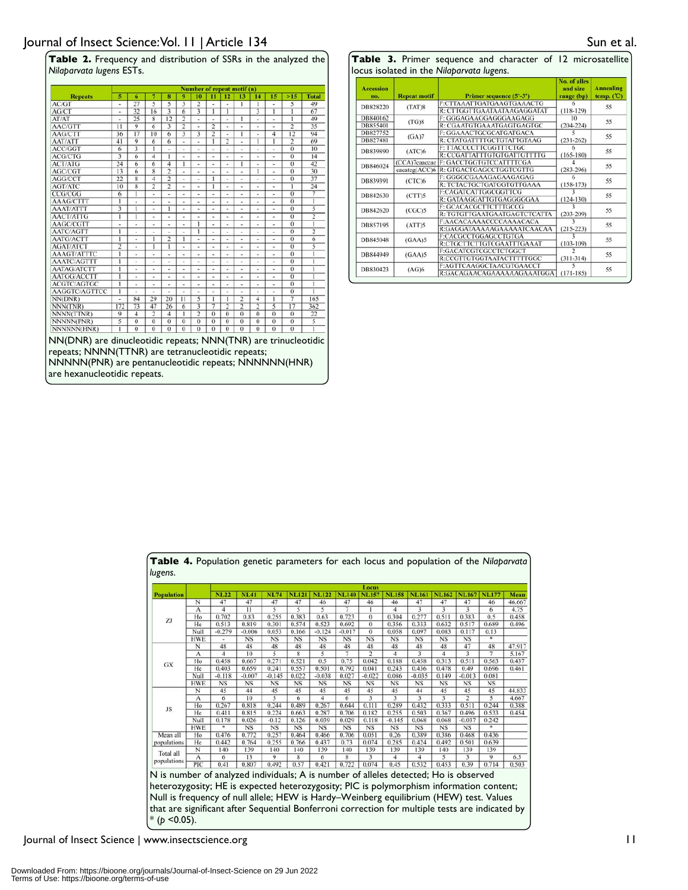**Table 2.** Frequency and distribution of SSRs in the analyzed the *Nilaparvata lugens* ESTs.

| Repeats | Number of repeat motif (n) | | | | | | | | | | | | |
|---|---|---|---|---|---|---|---|---|---|---|---|---|---|
| | 5 | 6 | 7 | 8 | 9 | 10 | 11 | 12 | 13 | 14 | 15 | >15 | Total |
| AC/GT | - | 27 | 5 | 5 | 3 | 2 | - | - | 1 | 1 | - | 5 | 49 |
| AG/CT | - | 32 | 16 | 3 | 6 | 3 | 1 | 1 | | 3 | 1 | 1 | 67 |
| AT/AT | - | 25 | 8 | 12 | 2 | - | - | - | 1 | - | - | 1 | 49 |
| AAC/GTT | 11 | 9 | 6 | 3 | 2 | - | 2 | - | - | - | - | 2 | 35 |
| AAG/CTT | 36 | 17 | 10 | 6 | 3 | 3 | 2 | - | 1 | - | 4 | 12 | 94 |
| AAT/ATT | 41 | 9 | 6 | 6 | - | - | 1 | 2 | - | 1 | 1 | 2 | 69 |
| ACC/GGT | 6 | 3 | 1 | - | - | - | - | - | - | - | - | 0 | 10 |
| ACG/CTG | 3 | 6 | 4 | 1 | - | - | - | - | - | - | - | 0 | 14 |
| ACT/ATG | 24 | 6 | 6 | 4 | 1 | - | - | - | 1 | - | - | 0 | 42 |
| AGC/CGT | 13 | 6 | 8 | 2 | - | - | - | - | - | 1 | - | 0 | 30 |
| AGG/CCT | 22 | 8 | 4 | 2 | - | - | 1 | - | - | - | - | 0 | 37 |
| AGT/ATC | 10 | 8 | 2 | 2 | - | - | 1 | - | - | - | - | 1 | 24 |
| CCG/CGG | 6 | 1 | - | - | - | - | - | - | - | - | - | 0 | 7 |
| AAAG/CTTT | 1 | - | - | - | - | - | - | - | - | - | - | 0 | 1 |
| AAAT/ATTT | 3 | 1 | - | 1 | - | - | - | - | - | - | - | 0 | 5 |
| AACT/ATTG | 1 | 1 | - | - | - | - | - | - | - | - | - | 0 | 2 |
| AAGC/CGTT | - | - | - | - | - | 1 | - | - | - | - | - | 0 | 1 |
| AATC/AGTT | 1 | - | - | - | - | 1 | - | - | - | - | - | 0 | 2 |
| AATG/ACTT | 1 | - | 1 | 2 | 1 | - | - | - | - | - | - | 0 | 6 |
| AGAT/ATCT | 2 | - | 1 | 1 | - | - | - | - | - | - | - | 0 | 5 |
| AAAGT/ATTTC | 1 | - | - | - | - | - | - | - | - | - | - | 0 | 1 |
| AAATC/AGTTT | 1 | - | - | - | - | - | - | - | - | - | - | 0 | 1 |
| AATAG/ATCTT | 1 | - | - | - | - | - | - | - | - | - | - | 0 | 1 |
| AATGG/ACCTT | 1 | - | - | - | - | - | - | - | - | - | - | 0 | 1 |
| ACGTC/AGTGC | 1 | - | - | - | - | - | - | - | - | - | - | 0 | 1 |
| AAGGTC/AGTTCC | 1 | - | - | - | - | - | - | - | - | - | - | 0 | 1 |
| NN(DNR) | - | 84 | 29 | 20 | 11 | 5 | 1 | 1 | 2 | 4 | 1 | 7 | 165 |
| NNN(TNR) | 172 | 73 | 47 | 26 | 6 | 3 | 7 | 2 | 2 | 2 | 5 | 17 | 362 |
| NNNN(TTNR) | 9 | 4 | 2 | 4 | 1 | 2 | 0 | 0 | 0 | 0 | 0 | 0 | 22 |
| NNNNN(PNR) | 5 | 0 | 0 | 0 | 0 | 0 | 0 | 0 | 0 | 0 | 0 | 0 | 5 |
| NNNNNN(HNR) | 1 | 0 | 0 | 0 | 0 | 0 | 0 | 0 | 0 | 0 | 0 | 0 | 1 |

NN(DNR) are dinucleotidic repeats; NNN(TNR) are trinucleotidic repeats; NNNN(TTNR) are tetranucleotidic repeats; NNNNN(PNR) are pentanucleotidic repeats; NNNNNN(HNR) are hexanucleotidic repeats.

**Table 3.** Primer sequence and character of 12 microsatellite locus isolated in the *Nilaparvata lugens*.

| Accession no. | Repeat motif | Primer sequence (5'-3') | No. of alles and size range (bp) | Annealing temp. (℃) |
|---|---|---|---|---|
| DB828220 | (TAT)8 | F:CTTAAATTGATGAAGTGAAACTG<br>R: CTTGGTTGAATAATAAGAGGATAT | 6<br>(118-129) | 55 |
| DB840162<br>DB855401 | (TG)8 | F: GGGAGAAGGAGGGAAGAGG<br>R: CGAATGTGAAATGAGTGAGTGC | 10<br>(204-224) | 55 |
| DB827752<br>DB827481 | (GA)7 | F: GGAAACTGCGCATGATGACA<br>R: CTATGATTTTGCTGTATTGTAAG | 5<br>(231-262) | 55 |
| DB839890 | (ATC)6 | F: TTACCCCTTCGGTTTCTGC<br>R: CCGATTATTTGTGTGATTGTTTTG | 6<br>(165-180) | 55 |
| DB846024 | (CCA)7caaccac cacatcg(ACC)6 | F: GACCTGGTGTCCATTTTCGA<br>R: GTGACTGAGCCTGGTCGTTG | 4<br>(283-296) | 55 |
| DB839391 | (CTC)6 | F: GGGGCGAAAGAGAAGAGAG<br>R: TCTACTGCTGATGGTGTTGAAA | 6<br>(158-173) | 55 |
| DB842630 | (CTT)5 | F:CAGATCATTGGCGGTTCG<br>R: GATAAGGATTGTGAGGGGGAA | 3<br>(124-130) | 55 |
| DB842620 | (CGC)5 | F: GCACACGCTTCTTTGCCG<br>R: TGTGTTGAATGAATGAGTCTCATTA | 3<br>(203-209) | 55 |
| DB857195 | (ATT)5 | F:AACACAAAACCCCAAAACACA<br>R:GAGGATAAAAAGAAAAATCAACAA | 3<br>(215-223) | 55 |
| DB845048 | (GAA)5 | F:CACGCCTGGAGCCTGTGA<br>R:CTGCTTCTTGTCGAATTTGAAAT | 3<br>(103-109) | 55 |
| DB844949 | (GAA)5 | F:GACATCGTCGCCTCTGGCT<br>R:CCGTTGTGGTAATACTTTTTGGC | 2<br>(311-314) | 55 |
| DB830423 | (AG)6 | F:AGTTCAAGGCTAACGTGAACCT<br>R:GACAGAACAGAAAAAAGAAATGGA | 5<br>(171-185) | 55 |

**Table 4.** Population genetic parameters for each locus and population of the *Nilaparvata lugens*.

| Population | | Locus | | | | | | | | | | | | |
|---|---|---|---|---|---|---|---|---|---|---|---|---|---|---|
| | | NL22 | NL41 | NL74 | NL121 | NL122 | NL140 | NL157 | NL158 | NL161 | NL162 | NL167 | NL177 | Mean |
| ZJ | N | 47 | 47 | 47 | 47 | 46 | 47 | 46 | 46 | 47 | 47 | 47 | 46 | 46.667 |
| | A | 4 | 11 | 5 | 5 | 5 | 7 | 1 | 4 | 3 | 3 | 3 | 6 | 4.75 |
| | Ho | 0.702 | 0.83 | 0.255 | 0.383 | 0.63 | 0.723 | 0 | 0.304 | 0.277 | 0.511 | 0.383 | 0.5 | 0.458 |
| | He | 0.513 | 0.819 | 0.301 | 0.574 | 0.523 | 0.692 | 0 | 0.356 | 0.333 | 0.632 | 0.517 | 0.689 | 0.496 |
| | Null | -0.279 | -0.006 | 0.053 | 0.166 | -0.124 | -0.017 | 0 | 0.058 | 0.097 | 0.083 | 0.117 | 0.13 | |
| | HWE | NS | NS | NS | NS | NS | NS | NS | NS | NS | NS | NS | * | |
| GX | N | 48 | 48 | 48 | 48 | 48 | 48 | 48 | 48 | 48 | 48 | 47 | 48 | 47.917 |
| | A | 4 | 10 | 5 | 8 | 5 | 7 | 2 | 4 | 3 | 4 | 3 | 7 | 5.167 |
| | Ho | 0.458 | 0.667 | 0.271 | 0.521 | 0.5 | 0.75 | 0.042 | 0.188 | 0.458 | 0.313 | 0.511 | 0.563 | 0.437 |
| | He | 0.403 | 0.659 | 0.241 | 0.557 | 0.501 | 0.792 | 0.041 | 0.243 | 0.436 | 0.478 | 0.49 | 0.696 | 0.461 |
| | Null | -0.118 | -0.007 | -0.145 | 0.022 | -0.038 | 0.027 | -0.022 | 0.086 | -0.035 | 0.149 | -0.013 | 0.081 | |
| | HWE | NS | NS | NS | NS | NS | NS | NS | NS | NS | NS | NS | NS | |
| JS | N | 45 | 44 | 45 | 45 | 45 | 45 | 45 | 45 | 44 | 45 | 45 | 45 | 44.833 |
| | A | 6 | 10 | 5 | 6 | 4 | 6 | 3 | 3 | 3 | 3 | 2 | 5 | 4.667 |
| | Ho | 0.267 | 0.818 | 0.244 | 0.489 | 0.267 | 0.644 | 0.111 | 0.289 | 0.432 | 0.333 | 0.511 | 0.244 | 0.388 |
| | He | 0.411 | 0.815 | 0.224 | 0.663 | 0.287 | 0.706 | 0.182 | 0.255 | 0.503 | 0.367 | 0.496 | 0.533 | 0.454 |
| | Null | 0.178 | 0.026 | -0.12 | 0.126 | 0.039 | 0.029 | 0.118 | -0.145 | 0.068 | 0.068 | -0.037 | 0.242 | |
| | HWE | * | NS | NS | NS | NS | NS | NS | NS | NS | NS | NS | * | |
| Mean all populations | Ho | 0.476 | 0.772 | 0.257 | 0.464 | 0.466 | 0.706 | 0.051 | 0.26 | 0.389 | 0.386 | 0.468 | 0.436 | |
| | He | 0.442 | 0.764 | 0.255 | 0.766 | 0.437 | 0.73 | 0.074 | 0.285 | 0.424 | 0.492 | 0.501 | 0.639 | |
| Total all populations | N | 140 | 139 | 140 | 140 | 139 | 140 | 139 | 139 | 139 | 140 | 139 | 139 | |
| | A | 6 | 13 | 9 | 8 | 6 | 8 | 3 | 4 | 4 | 5 | 3 | 9 | 6.5 |
| | PIC | 0.41 | 0.807 | 0.492 | 0.57 | 0.421 | 0.722 | 0.074 | 0.45 | 0.532 | 0.453 | 0.39 | 0.714 | 0.503 |

N is number of analyzed individuals; A is number of alleles detected; Ho is observed heterozygosity; HE is expected heterozygosity; PIC is polymorphism information content; Null is frequency of null allele; HEW is Hardy–Weinberg equilibrium (HEW) test. Values that are significant after Sequential Bonferroni correction for multiple tests are indicated by * ($p < 0.05$).